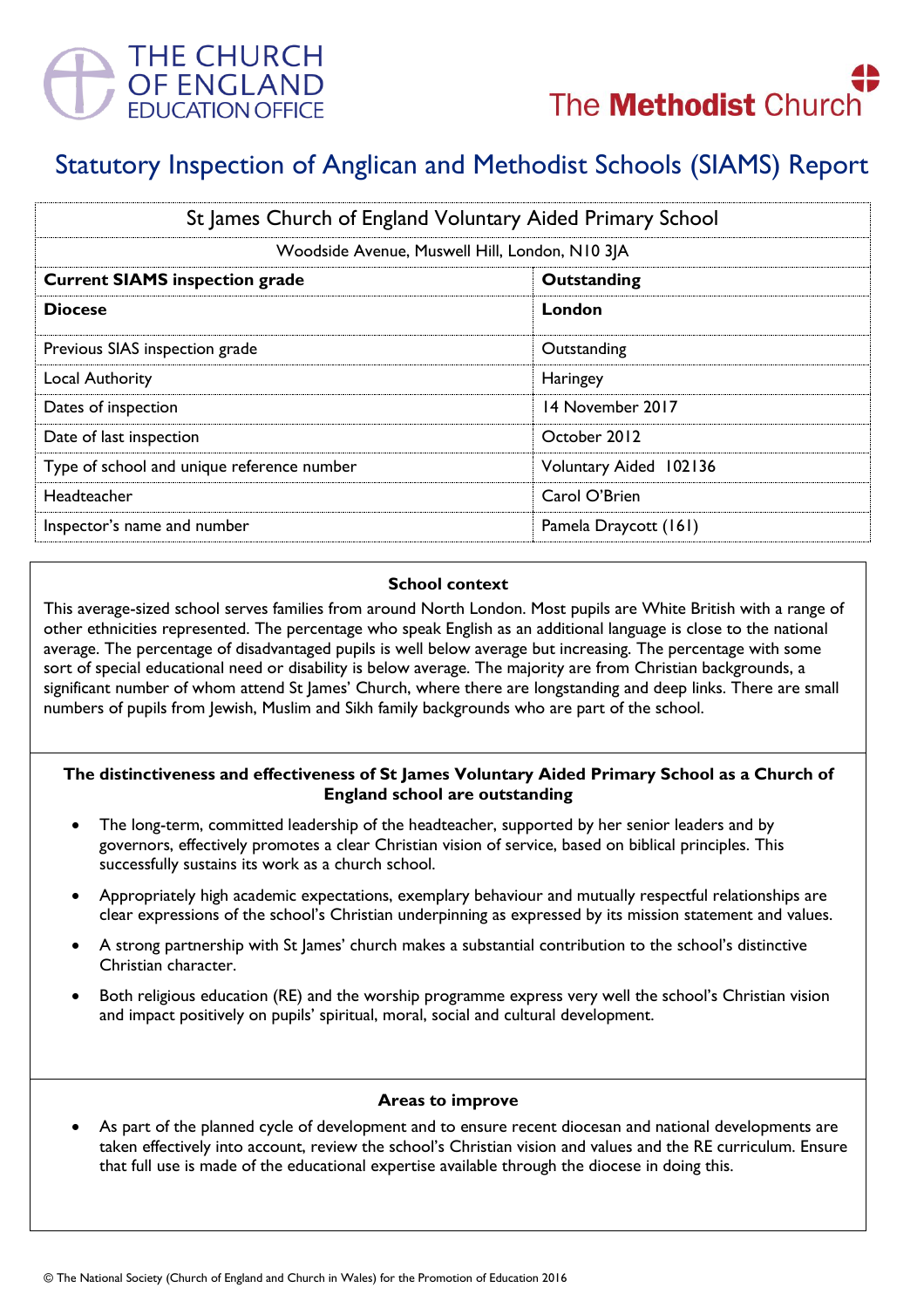THE CHURCH OF ENGLAND EDUCATION OFFICE

The Methodist Church

# Statutory Inspection of Anglican and Methodist Schools (SIAMS) Report

| St James Church of England Voluntary Aided Primary School | |
|---|---|
| Woodside Avenue, Muswell Hill, London, N10 3JA | |
| **Current SIAMS inspection grade** | **Outstanding** |
| **Diocese** | **London** |
| Previous SIAS inspection grade | Outstanding |
| Local Authority | Haringey |
| Dates of inspection | 14 November 2017 |
| Date of last inspection | October 2012 |
| Type of school and unique reference number | Voluntary Aided 102136 |
| Headteacher | Carol O'Brien |
| Inspector's name and number | Pamela Draycott (161) |

### School context

This average-sized school serves families from around North London. Most pupils are White British with a range of other ethnicities represented. The percentage who speak English as an additional language is close to the national average. The percentage of disadvantaged pupils is well below average but increasing. The percentage with some sort of special educational need or disability is below average. The majority are from Christian backgrounds, a significant number of whom attend St James' Church, where there are longstanding and deep links. There are small numbers of pupils from Jewish, Muslim and Sikh family backgrounds who are part of the school.

### The distinctiveness and effectiveness of St James Voluntary Aided Primary School as a Church of England school are outstanding

- The long-term, committed leadership of the headteacher, supported by her senior leaders and by governors, effectively promotes a clear Christian vision of service, based on biblical principles. This successfully sustains its work as a church school.
- Appropriately high academic expectations, exemplary behaviour and mutually respectful relationships are clear expressions of the school's Christian underpinning as expressed by its mission statement and values.
- A strong partnership with St James' church makes a substantial contribution to the school's distinctive Christian character.
- Both religious education (RE) and the worship programme express very well the school's Christian vision and impact positively on pupils' spiritual, moral, social and cultural development.

### Areas to improve

- As part of the planned cycle of development and to ensure recent diocesan and national developments are taken effectively into account, review the school's Christian vision and values and the RE curriculum. Ensure that full use is made of the educational expertise available through the diocese in doing this.

© The National Society (Church of England and Church in Wales) for the Promotion of Education 2016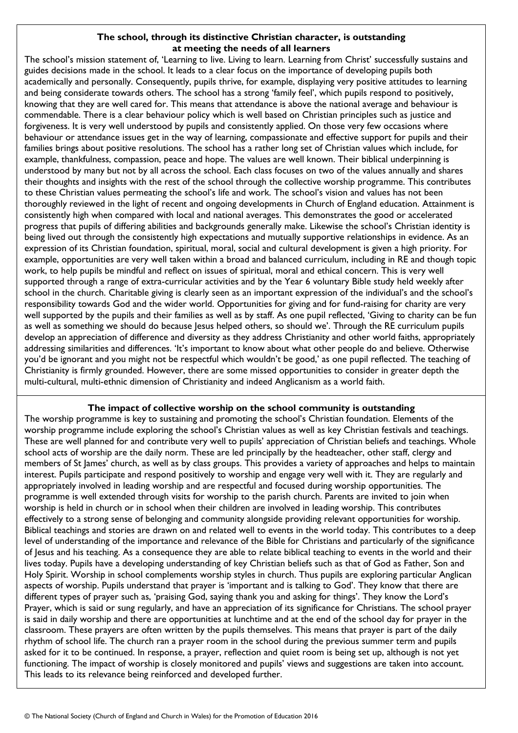## The school, through its distinctive Christian character, is outstanding at meeting the needs of all learners

The school's mission statement of, 'Learning to live. Living to learn. Learning from Christ' successfully sustains and guides decisions made in the school. It leads to a clear focus on the importance of developing pupils both academically and personally. Consequently, pupils thrive, for example, displaying very positive attitudes to learning and being considerate towards others. The school has a strong 'family feel', which pupils respond to positively, knowing that they are well cared for. This means that attendance is above the national average and behaviour is commendable. There is a clear behaviour policy which is well based on Christian principles such as justice and forgiveness. It is very well understood by pupils and consistently applied. On those very few occasions where behaviour or attendance issues get in the way of learning, compassionate and effective support for pupils and their families brings about positive resolutions. The school has a rather long set of Christian values which include, for example, thankfulness, compassion, peace and hope. The values are well known. Their biblical underpinning is understood by many but not by all across the school. Each class focuses on two of the values annually and shares their thoughts and insights with the rest of the school through the collective worship programme. This contributes to these Christian values permeating the school's life and work. The school's vision and values has not been thoroughly reviewed in the light of recent and ongoing developments in Church of England education. Attainment is consistently high when compared with local and national averages. This demonstrates the good or accelerated progress that pupils of differing abilities and backgrounds generally make. Likewise the school's Christian identity is being lived out through the consistently high expectations and mutually supportive relationships in evidence. As an expression of its Christian foundation, spiritual, moral, social and cultural development is given a high priority. For example, opportunities are very well taken within a broad and balanced curriculum, including in RE and though topic work, to help pupils be mindful and reflect on issues of spiritual, moral and ethical concern. This is very well supported through a range of extra-curricular activities and by the Year 6 voluntary Bible study held weekly after school in the church. Charitable giving is clearly seen as an important expression of the individual's and the school's responsibility towards God and the wider world. Opportunities for giving and for fund-raising for charity are very well supported by the pupils and their families as well as by staff. As one pupil reflected, 'Giving to charity can be fun as well as something we should do because Jesus helped others, so should we'. Through the RE curriculum pupils develop an appreciation of difference and diversity as they address Christianity and other world faiths, appropriately addressing similarities and differences. 'It's important to know about what other people do and believe. Otherwise you'd be ignorant and you might not be respectful which wouldn't be good,' as one pupil reflected. The teaching of Christianity is firmly grounded. However, there are some missed opportunities to consider in greater depth the multi-cultural, multi-ethnic dimension of Christianity and indeed Anglicanism as a world faith.

## The impact of collective worship on the school community is outstanding

The worship programme is key to sustaining and promoting the school's Christian foundation. Elements of the worship programme include exploring the school's Christian values as well as key Christian festivals and teachings. These are well planned for and contribute very well to pupils' appreciation of Christian beliefs and teachings. Whole school acts of worship are the daily norm. These are led principally by the headteacher, other staff, clergy and members of St James' church, as well as by class groups. This provides a variety of approaches and helps to maintain interest. Pupils participate and respond positively to worship and engage very well with it. They are regularly and appropriately involved in leading worship and are respectful and focused during worship opportunities. The programme is well extended through visits for worship to the parish church. Parents are invited to join when worship is held in church or in school when their children are involved in leading worship. This contributes effectively to a strong sense of belonging and community alongside providing relevant opportunities for worship. Biblical teachings and stories are drawn on and related well to events in the world today. This contributes to a deep level of understanding of the importance and relevance of the Bible for Christians and particularly of the significance of Jesus and his teaching. As a consequence they are able to relate biblical teaching to events in the world and their lives today. Pupils have a developing understanding of key Christian beliefs such as that of God as Father, Son and Holy Spirit. Worship in school complements worship styles in church. Thus pupils are exploring particular Anglican aspects of worship. Pupils understand that prayer is 'important and is talking to God'. They know that there are different types of prayer such as, 'praising God, saying thank you and asking for things'. They know the Lord's Prayer, which is said or sung regularly, and have an appreciation of its significance for Christians. The school prayer is said in daily worship and there are opportunities at lunchtime and at the end of the school day for prayer in the classroom. These prayers are often written by the pupils themselves. This means that prayer is part of the daily rhythm of school life. The church ran a prayer room in the school during the previous summer term and pupils asked for it to be continued. In response, a prayer, reflection and quiet room is being set up, although is not yet functioning. The impact of worship is closely monitored and pupils' views and suggestions are taken into account. This leads to its relevance being reinforced and developed further.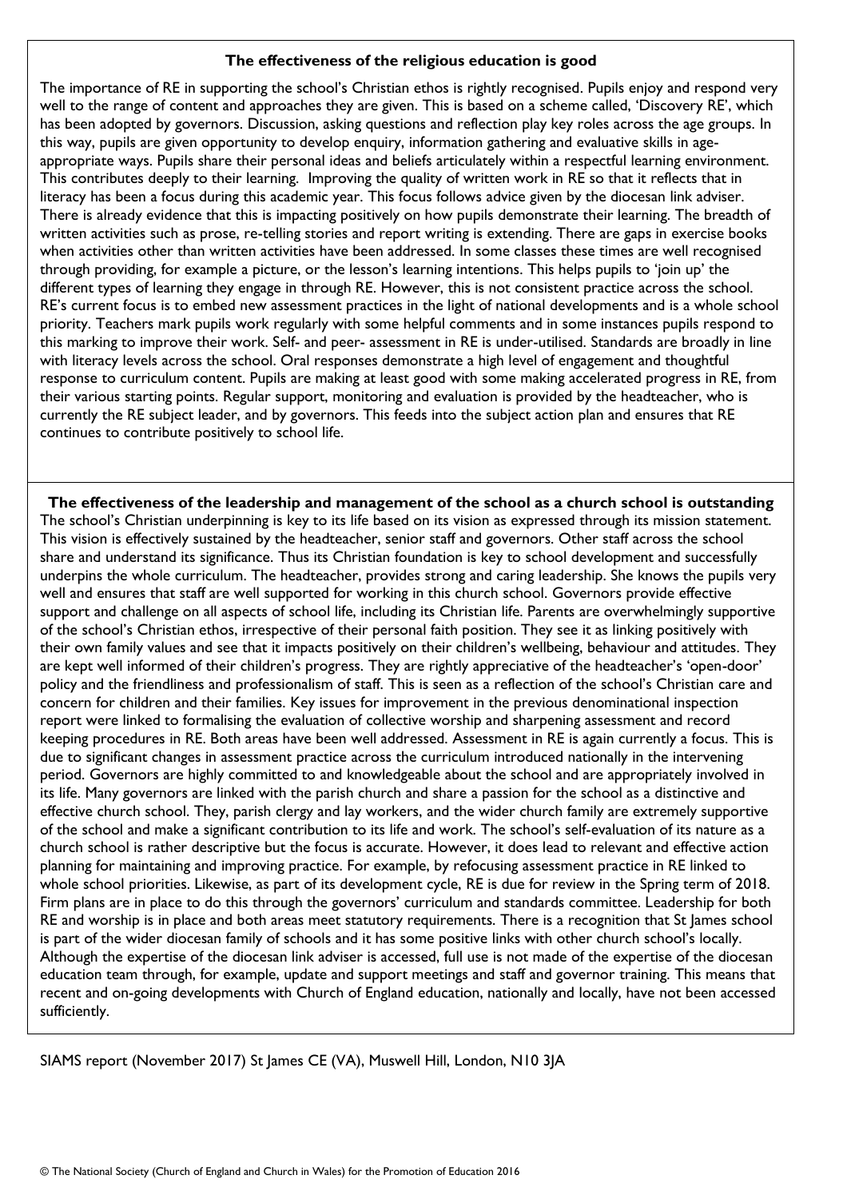## The effectiveness of the religious education is good

The importance of RE in supporting the school's Christian ethos is rightly recognised. Pupils enjoy and respond very well to the range of content and approaches they are given. This is based on a scheme called, 'Discovery RE', which has been adopted by governors. Discussion, asking questions and reflection play key roles across the age groups. In this way, pupils are given opportunity to develop enquiry, information gathering and evaluative skills in age-appropriate ways. Pupils share their personal ideas and beliefs articulately within a respectful learning environment. This contributes deeply to their learning. Improving the quality of written work in RE so that it reflects that in literacy has been a focus during this academic year. This focus follows advice given by the diocesan link adviser. There is already evidence that this is impacting positively on how pupils demonstrate their learning. The breadth of written activities such as prose, re-telling stories and report writing is extending. There are gaps in exercise books when activities other than written activities have been addressed. In some classes these times are well recognised through providing, for example a picture, or the lesson's learning intentions. This helps pupils to 'join up' the different types of learning they engage in through RE. However, this is not consistent practice across the school. RE's current focus is to embed new assessment practices in the light of national developments and is a whole school priority. Teachers mark pupils work regularly with some helpful comments and in some instances pupils respond to this marking to improve their work. Self- and peer- assessment in RE is under-utilised. Standards are broadly in line with literacy levels across the school. Oral responses demonstrate a high level of engagement and thoughtful response to curriculum content. Pupils are making at least good with some making accelerated progress in RE, from their various starting points. Regular support, monitoring and evaluation is provided by the headteacher, who is currently the RE subject leader, and by governors. This feeds into the subject action plan and ensures that RE continues to contribute positively to school life.

## The effectiveness of the leadership and management of the school as a church school is outstanding

The school's Christian underpinning is key to its life based on its vision as expressed through its mission statement. This vision is effectively sustained by the headteacher, senior staff and governors. Other staff across the school share and understand its significance. Thus its Christian foundation is key to school development and successfully underpins the whole curriculum. The headteacher, provides strong and caring leadership. She knows the pupils very well and ensures that staff are well supported for working in this church school. Governors provide effective support and challenge on all aspects of school life, including its Christian life. Parents are overwhelmingly supportive of the school's Christian ethos, irrespective of their personal faith position. They see it as linking positively with their own family values and see that it impacts positively on their children's wellbeing, behaviour and attitudes. They are kept well informed of their children's progress. They are rightly appreciative of the headteacher's 'open-door' policy and the friendliness and professionalism of staff. This is seen as a reflection of the school's Christian care and concern for children and their families. Key issues for improvement in the previous denominational inspection report were linked to formalising the evaluation of collective worship and sharpening assessment and record keeping procedures in RE. Both areas have been well addressed. Assessment in RE is again currently a focus. This is due to significant changes in assessment practice across the curriculum introduced nationally in the intervening period. Governors are highly committed to and knowledgeable about the school and are appropriately involved in its life. Many governors are linked with the parish church and share a passion for the school as a distinctive and effective church school. They, parish clergy and lay workers, and the wider church family are extremely supportive of the school and make a significant contribution to its life and work. The school's self-evaluation of its nature as a church school is rather descriptive but the focus is accurate. However, it does lead to relevant and effective action planning for maintaining and improving practice. For example, by refocusing assessment practice in RE linked to whole school priorities. Likewise, as part of its development cycle, RE is due for review in the Spring term of 2018. Firm plans are in place to do this through the governors' curriculum and standards committee. Leadership for both RE and worship is in place and both areas meet statutory requirements. There is a recognition that St James school is part of the wider diocesan family of schools and it has some positive links with other church school's locally. Although the expertise of the diocesan link adviser is accessed, full use is not made of the expertise of the diocesan education team through, for example, update and support meetings and staff and governor training. This means that recent and on-going developments with Church of England education, nationally and locally, have not been accessed sufficiently.

SIAMS report (November 2017) St James CE (VA), Muswell Hill, London, N10 3JA

© The National Society (Church of England and Church in Wales) for the Promotion of Education 2016